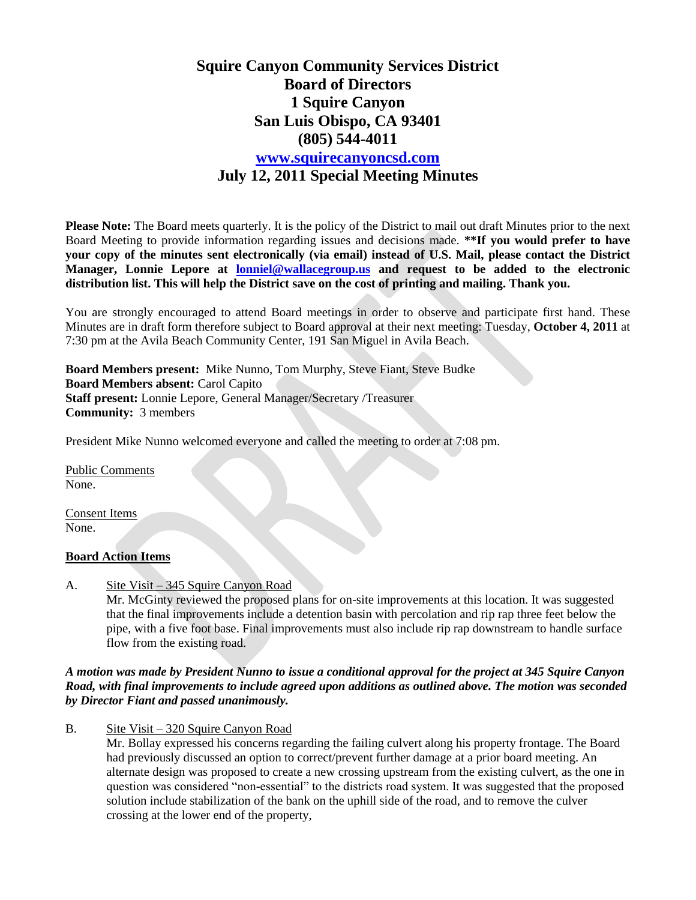# Squire Canyon Community Services District
## Board of Directors
## 1 Squire Canyon
## San Luis Obispo, CA 93401
## (805) 544-4011
## [www.squirecanyoncsd.com](http://www.squirecanyoncsd.com)
## July 12, 2011 Special Meeting Minutes

**Please Note:** The Board meets quarterly. It is the policy of the District to mail out draft Minutes prior to the next Board Meeting to provide information regarding issues and decisions made. **\*\*If you would prefer to have your copy of the minutes sent electronically (via email) instead of U.S. Mail, please contact the District Manager, Lonnie Lepore at [lonniel@wallacegroup.us](mailto:lonniel@wallacegroup.us) and request to be added to the electronic distribution list. This will help the District save on the cost of printing and mailing. Thank you.**

You are strongly encouraged to attend Board meetings in order to observe and participate first hand. These Minutes are in draft form therefore subject to Board approval at their next meeting: Tuesday, **October 4, 2011** at 7:30 pm at the Avila Beach Community Center, 191 San Miguel in Avila Beach.

**Board Members present:** Mike Nunno, Tom Murphy, Steve Fiant, Steve Budke
**Board Members absent:** Carol Capito
**Staff present:** Lonnie Lepore, General Manager/Secretary /Treasurer
**Community:** 3 members

President Mike Nunno welcomed everyone and called the meeting to order at 7:08 pm.

Public Comments
None.

Consent Items
None.

**Board Action Items**

A. Site Visit – 345 Squire Canyon Road
Mr. McGinty reviewed the proposed plans for on-site improvements at this location. It was suggested that the final improvements include a detention basin with percolation and rip rap three feet below the pipe, with a five foot base. Final improvements must also include rip rap downstream to handle surface flow from the existing road.

***A motion was made by President Nunno to issue a conditional approval for the project at 345 Squire Canyon Road, with final improvements to include agreed upon additions as outlined above. The motion was seconded by Director Fiant and passed unanimously.***

B. Site Visit – 320 Squire Canyon Road
Mr. Bollay expressed his concerns regarding the failing culvert along his property frontage. The Board had previously discussed an option to correct/prevent further damage at a prior board meeting. An alternate design was proposed to create a new crossing upstream from the existing culvert, as the one in question was considered "non-essential" to the districts road system. It was suggested that the proposed solution include stabilization of the bank on the uphill side of the road, and to remove the culver crossing at the lower end of the property,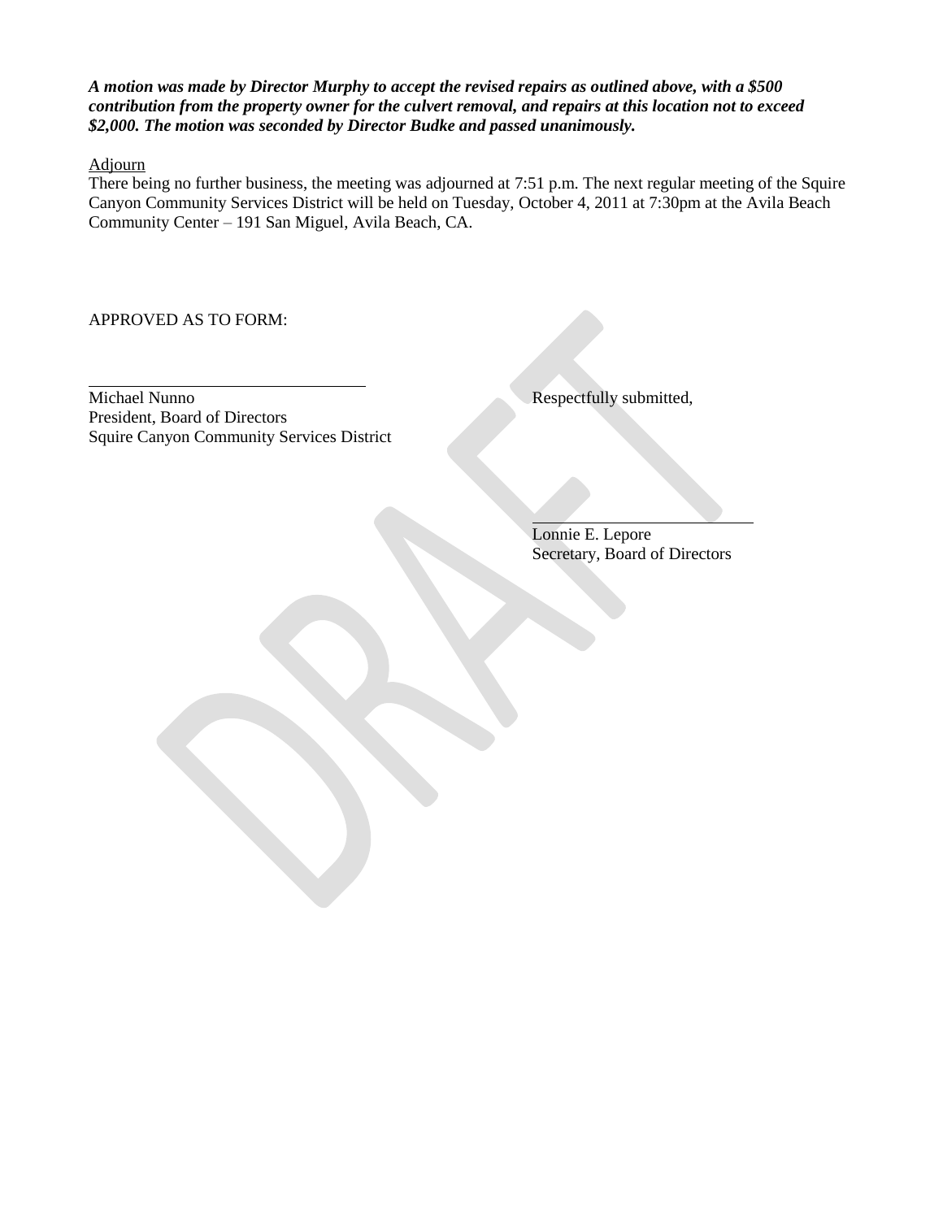***A motion was made by Director Murphy to accept the revised repairs as outlined above, with a $500 contribution from the property owner for the culvert removal, and repairs at this location not to exceed $2,000. The motion was seconded by Director Budke and passed unanimously.***

Adjourn

There being no further business, the meeting was adjourned at 7:51 p.m. The next regular meeting of the Squire Canyon Community Services District will be held on Tuesday, October 4, 2011 at 7:30pm at the Avila Beach Community Center – 191 San Miguel, Avila Beach, CA.

APPROVED AS TO FORM:

\_\_\_\_\_\_\_\_\_\_\_\_\_\_\_\_\_\_\_\_\_\_\_\_\_\_\_\_\_\_\_\_\_\_
Michael Nunno
President, Board of Directors
Squire Canyon Community Services District

Respectfully submitted,

\_\_\_\_\_\_\_\_\_\_\_\_\_\_\_\_\_\_\_\_\_\_\_\_\_\_\_
Lonnie E. Lepore
Secretary, Board of Directors

DRAFT